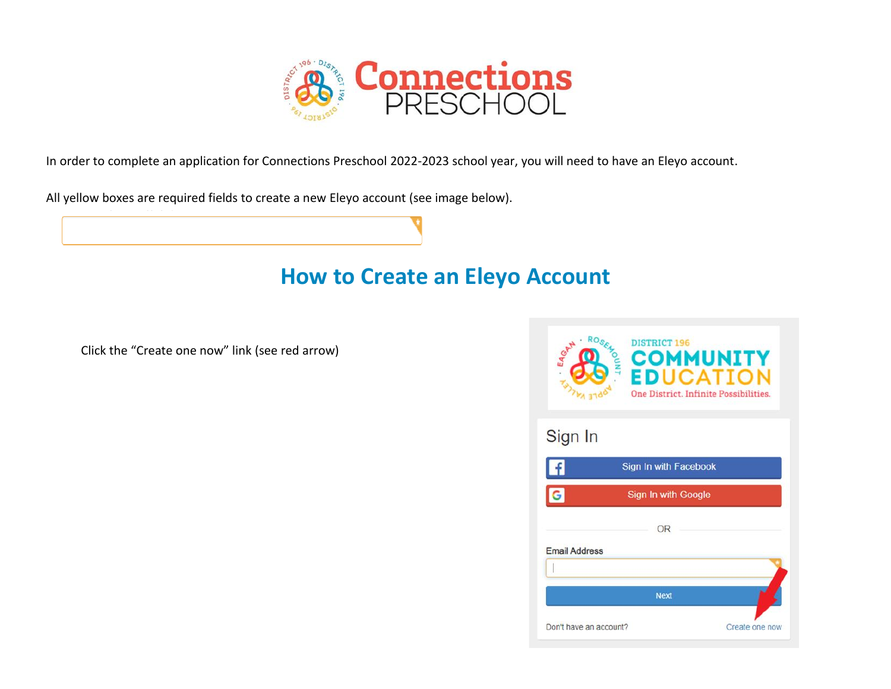# Connections PRESCHOOL

In order to complete an application for Connections Preschool 2022-2023 school year, you will need to have an Eleyo account.

All yellow boxes are required fields to create a new Eleyo account (see image below).

## How to Create an Eleyo Account

Click the "Create one now" link (see red arrow)

DISTRICT 196 COMMUNITY EDUCATION
One District. Infinite Possibilities.

Sign In

Sign In with Facebook

Sign In with Google

OR

Email Address

Next

Don't have an account? Create one now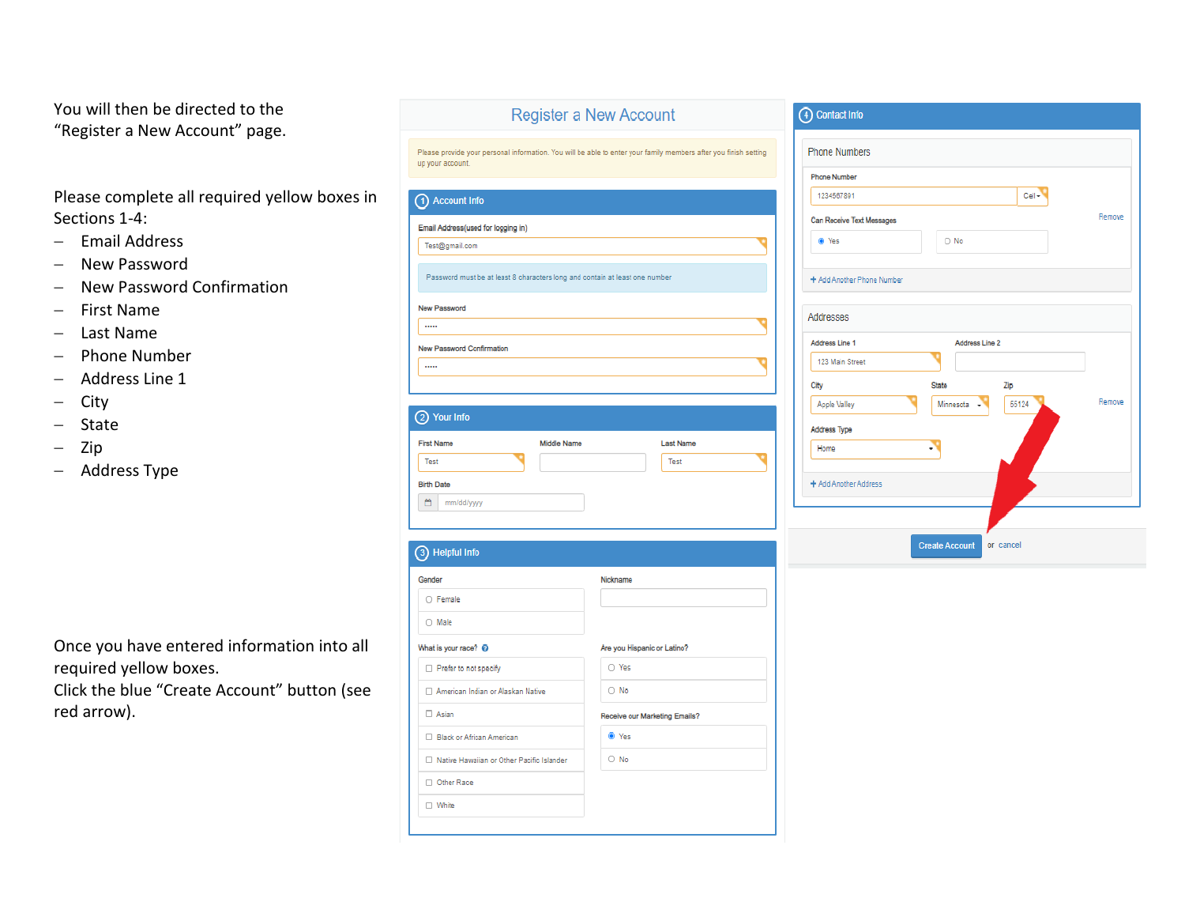You will then be directed to the "Register a New Account" page.

Please complete all required yellow boxes in Sections 1-4:

- Email Address
- New Password
- New Password Confirmation
- First Name
- Last Name
- Phone Number
- Address Line 1
- City
- State
- Zip
- Address Type

Once you have entered information into all required yellow boxes.
Click the blue "Create Account" button (see red arrow).

## Register a New Account

Please provide your personal information. You will be able to enter your family members after you finish setting up your account.

### 1 Account Info

Email Address(used for logging in)

Test@gmail.com

Password must be at least 8 characters long and contain at least one number

New Password

•••••

New Password Confirmation

•••••

### 2 Your Info

First Name: Test

Middle Name:

Last Name: Test

Birth Date: mm/dd/yyyy

### 3 Helpful Info

Gender

- Female
- Male

Nickname

What is your race?

- Prefer to not specify
- American Indian or Alaskan Native
- Asian
- Black or African American
- Native Hawaiian or Other Pacific Islander
- Other Race
- White

Are you Hispanic or Latino?

- Yes
- No

Receive our Marketing Emails?

- Yes
- No

### 4 Contact Info

Phone Numbers

Phone Number: 1234567891 Cell

Can Receive Text Messages

- Yes
- No

Remove

+ Add Another Phone Number

Addresses

Address Line 1: 123 Main Street

Address Line 2:

City: Apple Valley

State: Minnesota

Zip: 55124

Remove

Address Type: Home

+ Add Another Address

Create Account or cancel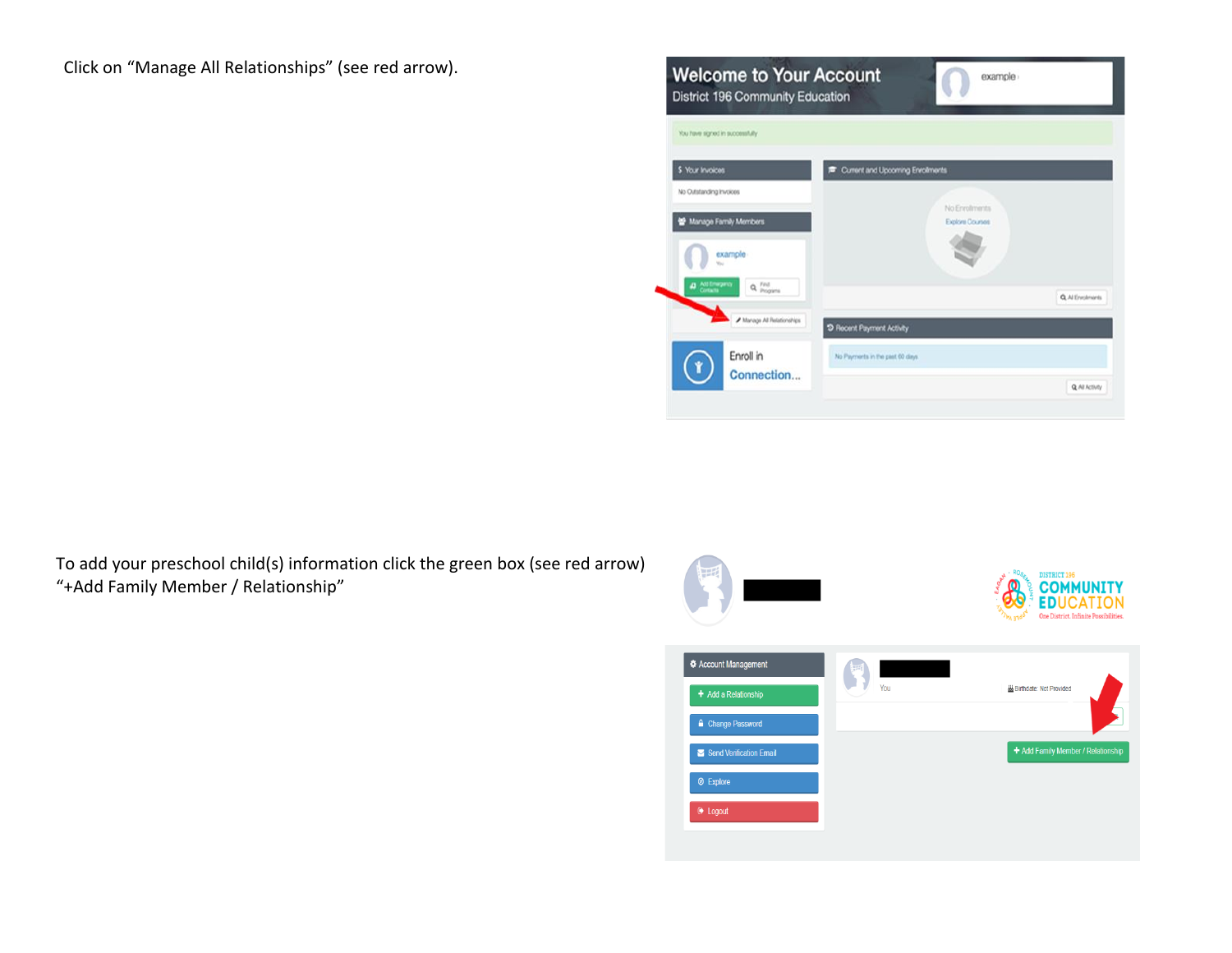Click on “Manage All Relationships” (see red arrow).

To add your preschool child(s) information click the green box (see red arrow) “+Add Family Member / Relationship”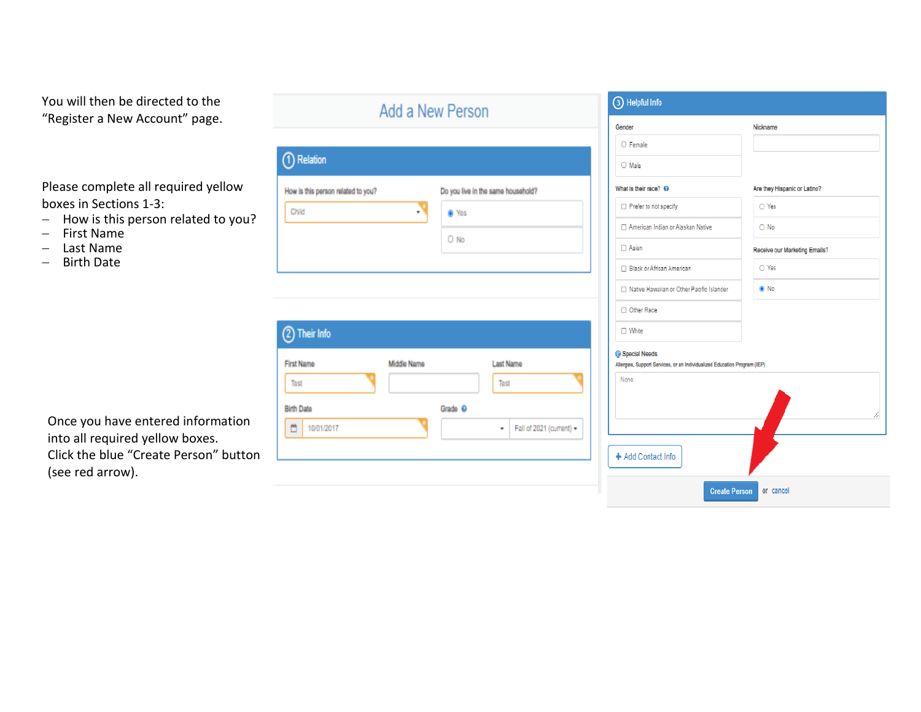You will then be directed to the "Register a New Account" page.

Please complete all required yellow boxes in Sections 1-3:

- How is this person related to you?
- First Name
- Last Name
- Birth Date

Once you have entered information into all required yellow boxes. Click the blue "Create Person" button (see red arrow).

## Add a New Person

### 1 Relation

How is this person related to you?
Child

Do you live in the same household?
- Yes
- No

### 2 Their Info

First Name: Test
Middle Name:
Last Name: Test

Birth Date: 10/01/2017
Grade: Fall of 2021 (current)

### 3 Helpful Info

Gender
- Female
- Male

Nickname

What is their race?
- Prefer to not specify
- American Indian or Alaskan Native
- Asian
- Black or African American
- Native Hawaiian or Other Pacific Islander
- Other Race
- White

Are they Hispanic or Latino?
- Yes
- No

Receive our Marketing Emails?
- Yes
- No

Special Needs
Allergies, Support Services, or an Individualized Education Program (IEP)
None

+ Add Contact Info

Create Person or cancel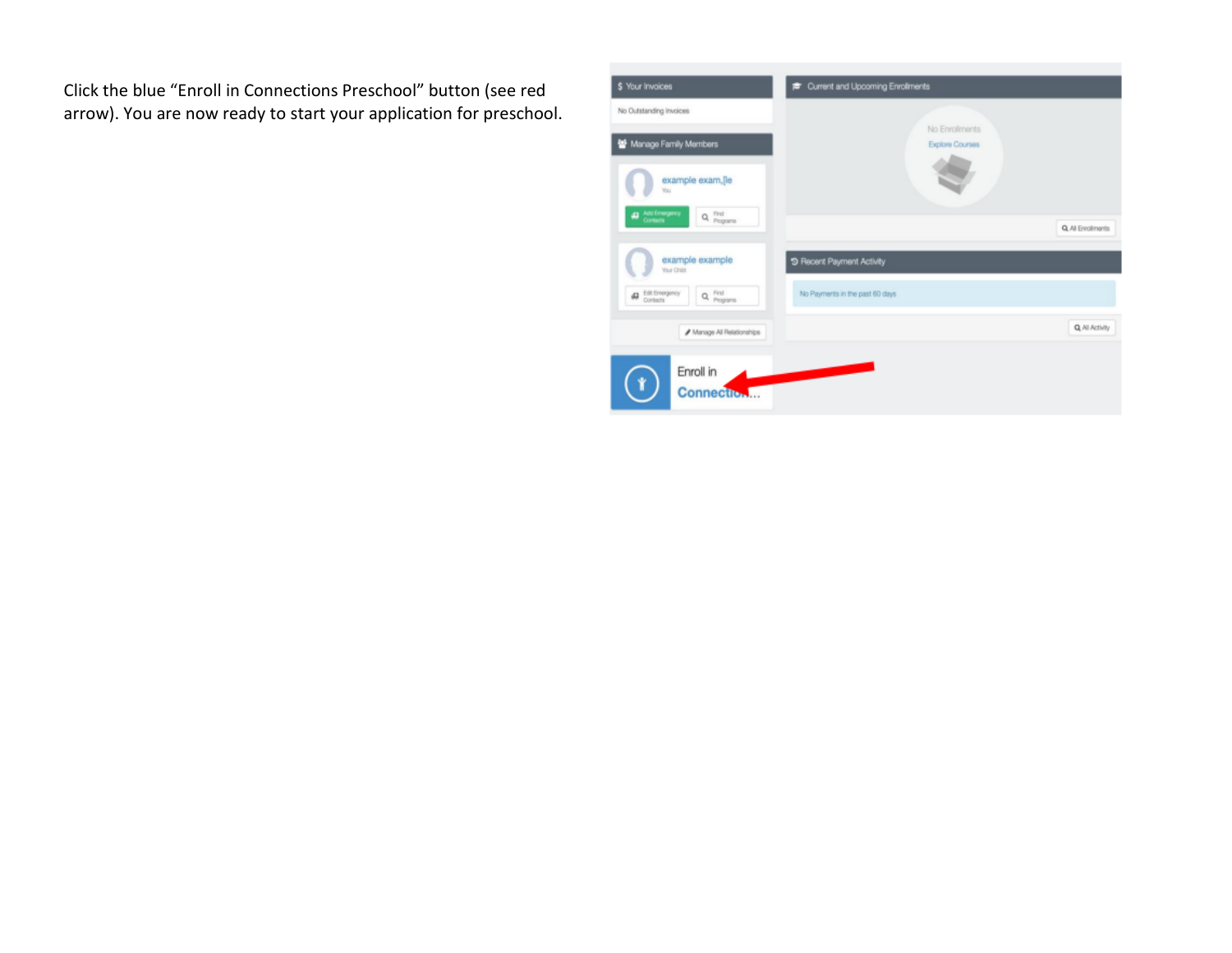Click the blue “Enroll in Connections Preschool” button (see red arrow). You are now ready to start your application for preschool.